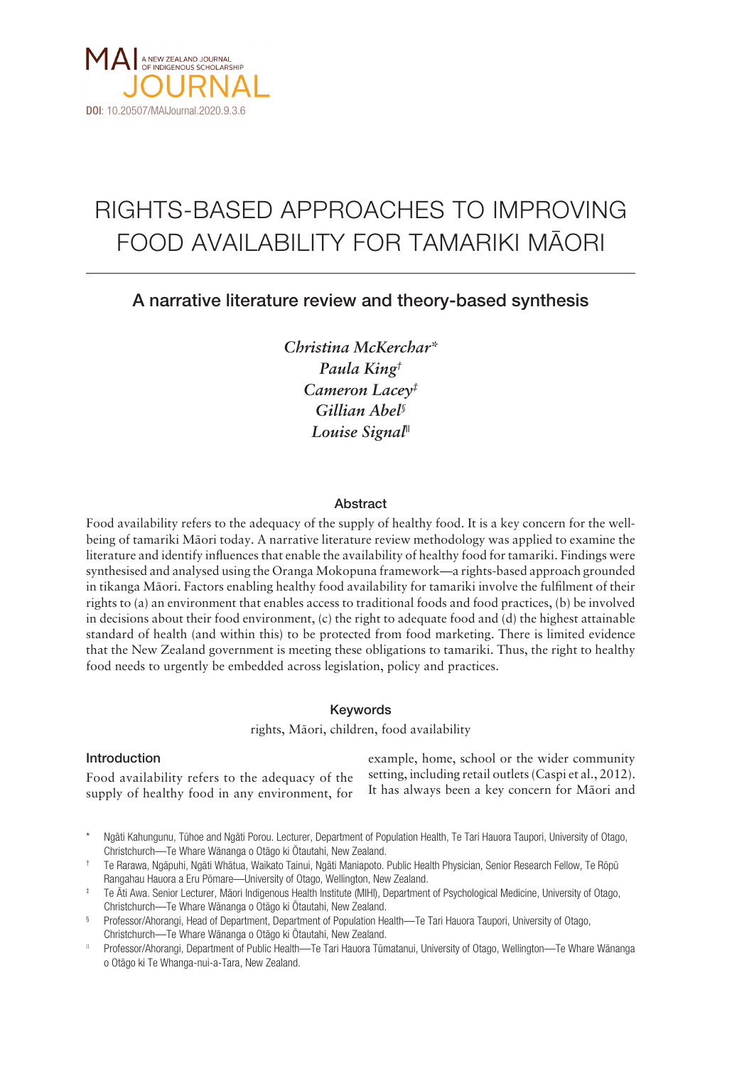MAI JOURNAL — A NEW ZEALAND JOURNAL OF INDIGENOUS SCHOLARSHIP

DOI: 10.20507/MAIJournal.2020.9.3.6

# RIGHTS-BASED APPROACHES TO IMPROVING FOOD AVAILABILITY FOR TAMARIKI MĀORI

## A narrative literature review and theory-based synthesis

*Christina McKerchar*[\*]
*Paula King*[†]
*Cameron Lacey*[‡]
*Gillian Abel*[§]
*Louise Signal*[||]

### Abstract

Food availability refers to the adequacy of the supply of healthy food. It is a key concern for the wellbeing of tamariki Māori today. A narrative literature review methodology was applied to examine the literature and identify influences that enable the availability of healthy food for tamariki. Findings were synthesised and analysed using the Oranga Mokopuna framework—a rights-based approach grounded in tikanga Māori. Factors enabling healthy food availability for tamariki involve the fulfilment of their rights to (a) an environment that enables access to traditional foods and food practices, (b) be involved in decisions about their food environment, (c) the right to adequate food and (d) the highest attainable standard of health (and within this) to be protected from food marketing. There is limited evidence that the New Zealand government is meeting these obligations to tamariki. Thus, the right to healthy food needs to urgently be embedded across legislation, policy and practices.

### Keywords

rights, Māori, children, food availability

### Introduction

Food availability refers to the adequacy of the supply of healthy food in any environment, for example, home, school or the wider community setting, including retail outlets (Caspi et al., 2012). It has always been a key concern for Māori and

---

[\*] Ngāti Kahungunu, Tūhoe and Ngāti Porou. Lecturer, Department of Population Health, Te Tari Hauora Taupori, University of Otago, Christchurch—Te Whare Wānanga o Otāgo ki Ōtautahi, New Zealand.

[†] Te Rarawa, Ngāpuhi, Ngāti Whātua, Waikato Tainui, Ngāti Maniapoto. Public Health Physician, Senior Research Fellow, Te Rōpū Rangahau Hauora a Eru Pōmare—University of Otago, Wellington, New Zealand.

[‡] Te Āti Awa. Senior Lecturer, Māori Indigenous Health Institute (MIHI), Department of Psychological Medicine, University of Otago, Christchurch—Te Whare Wānanga o Otāgo ki Ōtautahi, New Zealand.

[§] Professor/Ahorangi, Head of Department, Department of Population Health—Te Tari Hauora Taupori, University of Otago, Christchurch—Te Whare Wānanga o Otāgo ki Ōtautahi, New Zealand.

[||] Professor/Ahorangi, Department of Public Health—Te Tari Hauora Tūmatanui, University of Otago, Wellington—Te Whare Wānanga o Otāgo ki Te Whanga-nui-a-Tara, New Zealand.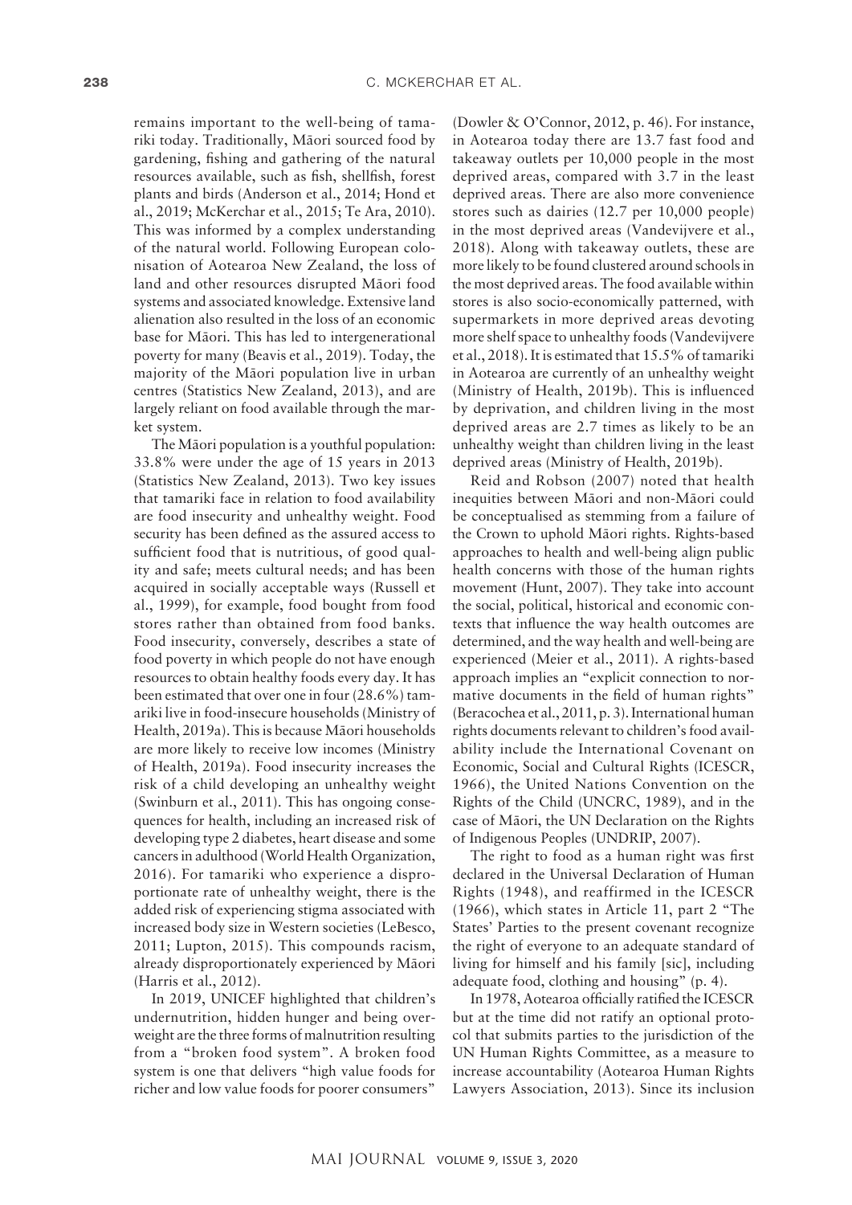remains important to the well-being of tamariki today. Traditionally, Māori sourced food by gardening, fishing and gathering of the natural resources available, such as fish, shellfish, forest plants and birds (Anderson et al., 2014; Hond et al., 2019; McKerchar et al., 2015; Te Ara, 2010). This was informed by a complex understanding of the natural world. Following European colonisation of Aotearoa New Zealand, the loss of land and other resources disrupted Māori food systems and associated knowledge. Extensive land alienation also resulted in the loss of an economic base for Māori. This has led to intergenerational poverty for many (Beavis et al., 2019). Today, the majority of the Māori population live in urban centres (Statistics New Zealand, 2013), and are largely reliant on food available through the market system.

The Māori population is a youthful population: 33.8% were under the age of 15 years in 2013 (Statistics New Zealand, 2013). Two key issues that tamariki face in relation to food availability are food insecurity and unhealthy weight. Food security has been defined as the assured access to sufficient food that is nutritious, of good quality and safe; meets cultural needs; and has been acquired in socially acceptable ways (Russell et al., 1999), for example, food bought from food stores rather than obtained from food banks. Food insecurity, conversely, describes a state of food poverty in which people do not have enough resources to obtain healthy foods every day. It has been estimated that over one in four (28.6%) tamariki live in food-insecure households (Ministry of Health, 2019a). This is because Māori households are more likely to receive low incomes (Ministry of Health, 2019a). Food insecurity increases the risk of a child developing an unhealthy weight (Swinburn et al., 2011). This has ongoing consequences for health, including an increased risk of developing type 2 diabetes, heart disease and some cancers in adulthood (World Health Organization, 2016). For tamariki who experience a disproportionate rate of unhealthy weight, there is the added risk of experiencing stigma associated with increased body size in Western societies (LeBesco, 2011; Lupton, 2015). This compounds racism, already disproportionately experienced by Māori (Harris et al., 2012).

In 2019, UNICEF highlighted that children's undernutrition, hidden hunger and being overweight are the three forms of malnutrition resulting from a "broken food system". A broken food system is one that delivers "high value foods for richer and low value foods for poorer consumers" (Dowler & O'Connor, 2012, p. 46). For instance, in Aotearoa today there are 13.7 fast food and takeaway outlets per 10,000 people in the most deprived areas, compared with 3.7 in the least deprived areas. There are also more convenience stores such as dairies (12.7 per 10,000 people) in the most deprived areas (Vandevijvere et al., 2018). Along with takeaway outlets, these are more likely to be found clustered around schools in the most deprived areas. The food available within stores is also socio-economically patterned, with supermarkets in more deprived areas devoting more shelf space to unhealthy foods (Vandevijvere et al., 2018). It is estimated that 15.5% of tamariki in Aotearoa are currently of an unhealthy weight (Ministry of Health, 2019b). This is influenced by deprivation, and children living in the most deprived areas are 2.7 times as likely to be an unhealthy weight than children living in the least deprived areas (Ministry of Health, 2019b).

Reid and Robson (2007) noted that health inequities between Māori and non-Māori could be conceptualised as stemming from a failure of the Crown to uphold Māori rights. Rights-based approaches to health and well-being align public health concerns with those of the human rights movement (Hunt, 2007). They take into account the social, political, historical and economic contexts that influence the way health outcomes are determined, and the way health and well-being are experienced (Meier et al., 2011). A rights-based approach implies an "explicit connection to normative documents in the field of human rights" (Beracochea et al., 2011, p. 3). International human rights documents relevant to children's food availability include the International Covenant on Economic, Social and Cultural Rights (ICESCR, 1966), the United Nations Convention on the Rights of the Child (UNCRC, 1989), and in the case of Māori, the UN Declaration on the Rights of Indigenous Peoples (UNDRIP, 2007).

The right to food as a human right was first declared in the Universal Declaration of Human Rights (1948), and reaffirmed in the ICESCR (1966), which states in Article 11, part 2 "The States' Parties to the present covenant recognize the right of everyone to an adequate standard of living for himself and his family [sic], including adequate food, clothing and housing" (p. 4).

In 1978, Aotearoa officially ratified the ICESCR but at the time did not ratify an optional protocol that submits parties to the jurisdiction of the UN Human Rights Committee, as a measure to increase accountability (Aotearoa Human Rights Lawyers Association, 2013). Since its inclusion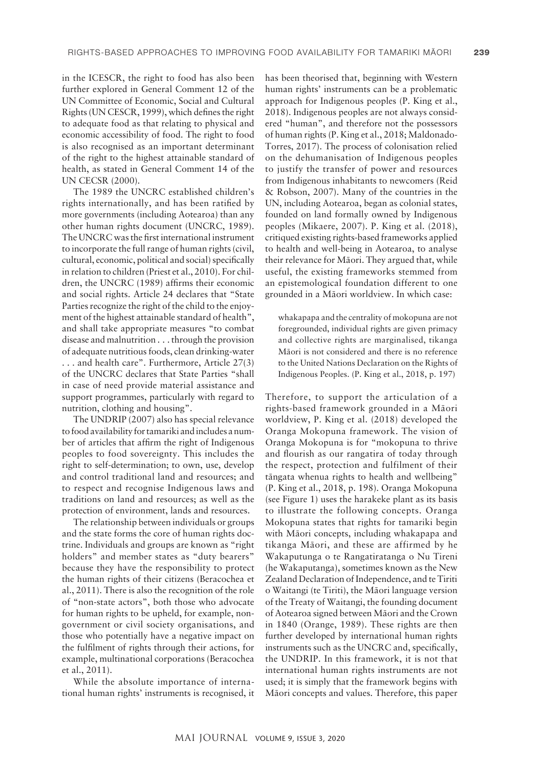in the ICESCR, the right to food has also been further explored in General Comment 12 of the UN Committee of Economic, Social and Cultural Rights (UN CESCR, 1999), which defines the right to adequate food as that relating to physical and economic accessibility of food. The right to food is also recognised as an important determinant of the right to the highest attainable standard of health, as stated in General Comment 14 of the UN CECSR (2000).

The 1989 the UNCRC established children's rights internationally, and has been ratified by more governments (including Aotearoa) than any other human rights document (UNCRC, 1989). The UNCRC was the first international instrument to incorporate the full range of human rights (civil, cultural, economic, political and social) specifically in relation to children (Priest et al., 2010). For children, the UNCRC (1989) affirms their economic and social rights. Article 24 declares that "State Parties recognize the right of the child to the enjoyment of the highest attainable standard of health", and shall take appropriate measures "to combat disease and malnutrition . . . through the provision of adequate nutritious foods, clean drinking-water . . . and health care". Furthermore, Article 27(3) of the UNCRC declares that State Parties "shall in case of need provide material assistance and support programmes, particularly with regard to nutrition, clothing and housing".

The UNDRIP (2007) also has special relevance to food availability for tamariki and includes a number of articles that affirm the right of Indigenous peoples to food sovereignty. This includes the right to self-determination; to own, use, develop and control traditional land and resources; and to respect and recognise Indigenous laws and traditions on land and resources; as well as the protection of environment, lands and resources.

The relationship between individuals or groups and the state forms the core of human rights doctrine. Individuals and groups are known as "right holders" and member states as "duty bearers" because they have the responsibility to protect the human rights of their citizens (Beracochea et al., 2011). There is also the recognition of the role of "non-state actors", both those who advocate for human rights to be upheld, for example, non-government or civil society organisations, and those who potentially have a negative impact on the fulfilment of rights through their actions, for example, multinational corporations (Beracochea et al., 2011).

While the absolute importance of international human rights' instruments is recognised, it has been theorised that, beginning with Western human rights' instruments can be a problematic approach for Indigenous peoples (P. King et al., 2018). Indigenous peoples are not always considered "human", and therefore not the possessors of human rights (P. King et al., 2018; Maldonado-Torres, 2017). The process of colonisation relied on the dehumanisation of Indigenous peoples to justify the transfer of power and resources from Indigenous inhabitants to newcomers (Reid & Robson, 2007). Many of the countries in the UN, including Aotearoa, began as colonial states, founded on land formally owned by Indigenous peoples (Mikaere, 2007). P. King et al. (2018), critiqued existing rights-based frameworks applied to health and well-being in Aotearoa, to analyse their relevance for Māori. They argued that, while useful, the existing frameworks stemmed from an epistemological foundation different to one grounded in a Māori worldview. In which case:

> whakapapa and the centrality of mokopuna are not foregrounded, individual rights are given primacy and collective rights are marginalised, tikanga Māori is not considered and there is no reference to the United Nations Declaration on the Rights of Indigenous Peoples. (P. King et al., 2018, p. 197)

Therefore, to support the articulation of a rights-based framework grounded in a Māori worldview, P. King et al. (2018) developed the Oranga Mokopuna framework. The vision of Oranga Mokopuna is for "mokopuna to thrive and flourish as our rangatira of today through the respect, protection and fulfilment of their tāngata whenua rights to health and wellbeing" (P. King et al., 2018, p. 198). Oranga Mokopuna (see Figure 1) uses the harakeke plant as its basis to illustrate the following concepts. Oranga Mokopuna states that rights for tamariki begin with Māori concepts, including whakapapa and tikanga Māori, and these are affirmed by he Wakaputunga o te Rangatiratanga o Nu Tireni (he Wakaputanga), sometimes known as the New Zealand Declaration of Independence, and te Tiriti o Waitangi (te Tiriti), the Māori language version of the Treaty of Waitangi, the founding document of Aotearoa signed between Māori and the Crown in 1840 (Orange, 1989). These rights are then further developed by international human rights instruments such as the UNCRC and, specifically, the UNDRIP. In this framework, it is not that international human rights instruments are not used; it is simply that the framework begins with Māori concepts and values. Therefore, this paper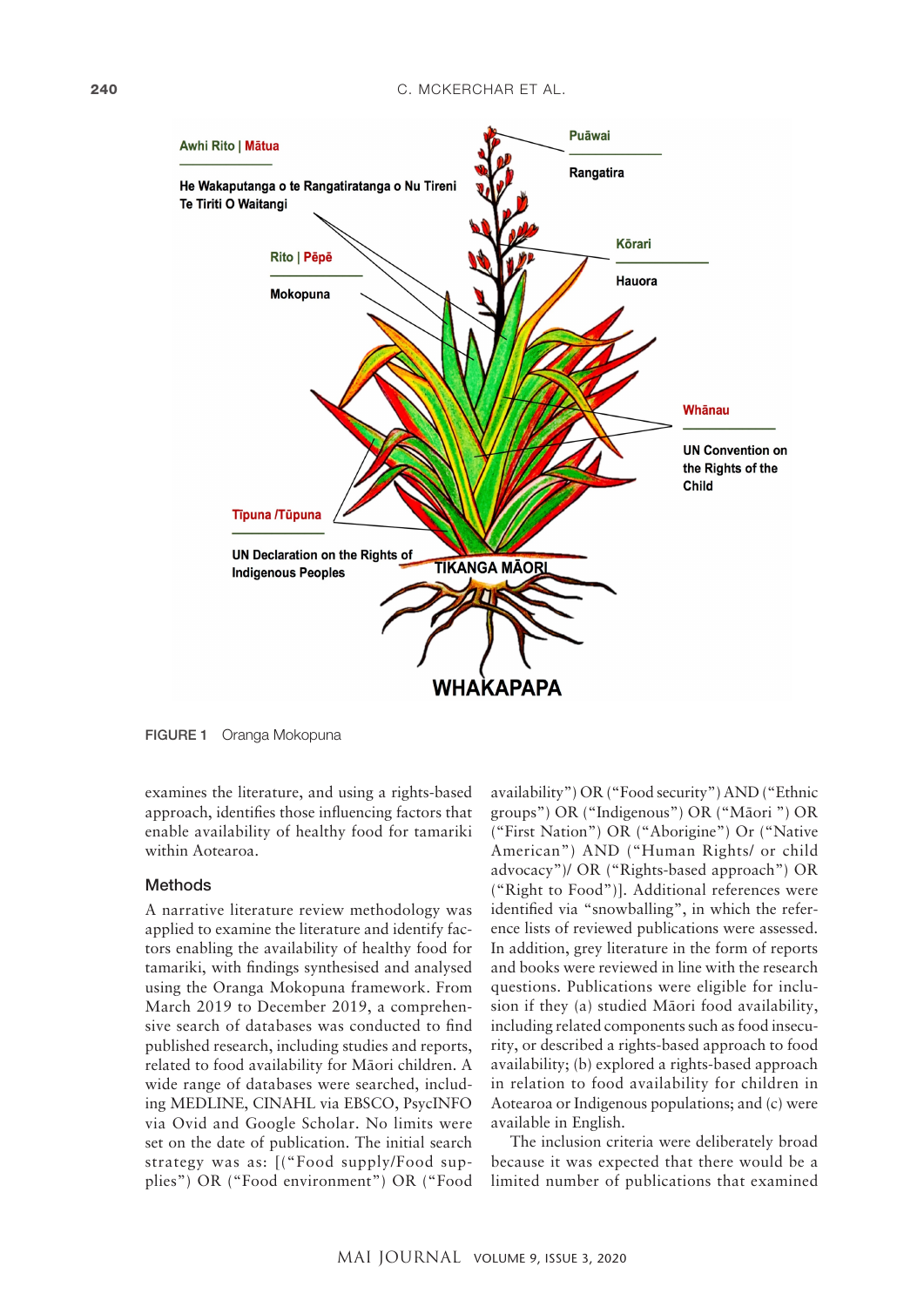FIGURE 1 Oranga Mokopuna

examines the literature, and using a rights-based approach, identifies those influencing factors that enable availability of healthy food for tamariki within Aotearoa.

## Methods

A narrative literature review methodology was applied to examine the literature and identify factors enabling the availability of healthy food for tamariki, with findings synthesised and analysed using the Oranga Mokopuna framework. From March 2019 to December 2019, a comprehensive search of databases was conducted to find published research, including studies and reports, related to food availability for Māori children. A wide range of databases were searched, including MEDLINE, CINAHL via EBSCO, PsycINFO via Ovid and Google Scholar. No limits were set on the date of publication. The initial search strategy was as: [("Food supply/Food supplies") OR ("Food environment") OR ("Food availability") OR ("Food security") AND ("Ethnic groups") OR ("Indigenous") OR ("Māori ") OR ("First Nation") OR ("Aborigine") Or ("Native American") AND ("Human Rights/ or child advocacy")/ OR ("Rights-based approach") OR ("Right to Food")]. Additional references were identified via "snowballing", in which the reference lists of reviewed publications were assessed. In addition, grey literature in the form of reports and books were reviewed in line with the research questions. Publications were eligible for inclusion if they (a) studied Māori food availability, including related components such as food insecurity, or described a rights-based approach to food availability; (b) explored a rights-based approach in relation to food availability for children in Aotearoa or Indigenous populations; and (c) were available in English.

The inclusion criteria were deliberately broad because it was expected that there would be a limited number of publications that examined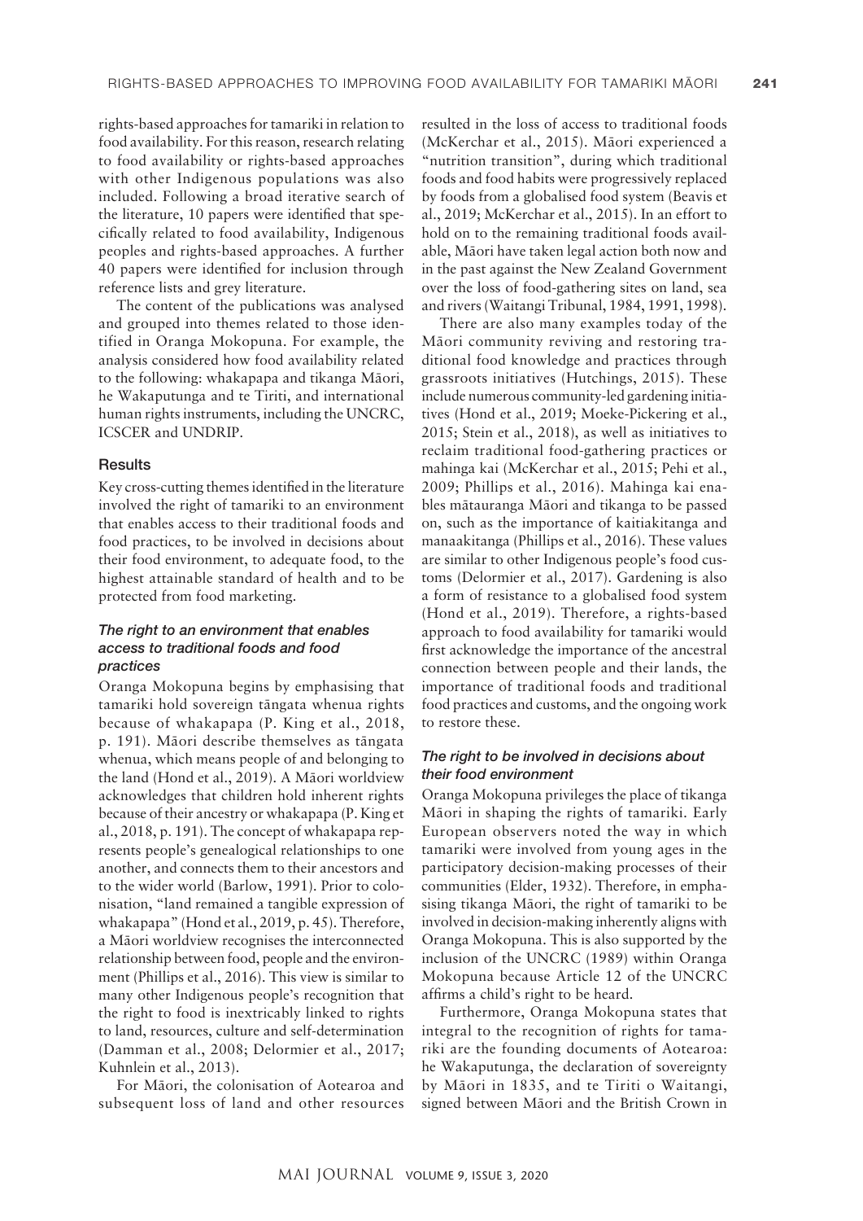rights-based approaches for tamariki in relation to food availability. For this reason, research relating to food availability or rights-based approaches with other Indigenous populations was also included. Following a broad iterative search of the literature, 10 papers were identified that specifically related to food availability, Indigenous peoples and rights-based approaches. A further 40 papers were identified for inclusion through reference lists and grey literature.

The content of the publications was analysed and grouped into themes related to those identified in Oranga Mokopuna. For example, the analysis considered how food availability related to the following: whakapapa and tikanga Māori, he Wakaputunga and te Tiriti, and international human rights instruments, including the UNCRC, ICSCER and UNDRIP.

## Results

Key cross-cutting themes identified in the literature involved the right of tamariki to an environment that enables access to their traditional foods and food practices, to be involved in decisions about their food environment, to adequate food, to the highest attainable standard of health and to be protected from food marketing.

### *The right to an environment that enables access to traditional foods and food practices*

Oranga Mokopuna begins by emphasising that tamariki hold sovereign tāngata whenua rights because of whakapapa (P. King et al., 2018, p. 191). Māori describe themselves as tāngata whenua, which means people of and belonging to the land (Hond et al., 2019). A Māori worldview acknowledges that children hold inherent rights because of their ancestry or whakapapa (P. King et al., 2018, p. 191). The concept of whakapapa represents people's genealogical relationships to one another, and connects them to their ancestors and to the wider world (Barlow, 1991). Prior to colonisation, "land remained a tangible expression of whakapapa" (Hond et al., 2019, p. 45). Therefore, a Māori worldview recognises the interconnected relationship between food, people and the environment (Phillips et al., 2016). This view is similar to many other Indigenous people's recognition that the right to food is inextricably linked to rights to land, resources, culture and self-determination (Damman et al., 2008; Delormier et al., 2017; Kuhnlein et al., 2013).

For Māori, the colonisation of Aotearoa and subsequent loss of land and other resources resulted in the loss of access to traditional foods (McKerchar et al., 2015). Māori experienced a "nutrition transition", during which traditional foods and food habits were progressively replaced by foods from a globalised food system (Beavis et al., 2019; McKerchar et al., 2015). In an effort to hold on to the remaining traditional foods available, Māori have taken legal action both now and in the past against the New Zealand Government over the loss of food-gathering sites on land, sea and rivers (Waitangi Tribunal, 1984, 1991, 1998).

There are also many examples today of the Māori community reviving and restoring traditional food knowledge and practices through grassroots initiatives (Hutchings, 2015). These include numerous community-led gardening initiatives (Hond et al., 2019; Moeke-Pickering et al., 2015; Stein et al., 2018), as well as initiatives to reclaim traditional food-gathering practices or mahinga kai (McKerchar et al., 2015; Pehi et al., 2009; Phillips et al., 2016). Mahinga kai enables mātauranga Māori and tikanga to be passed on, such as the importance of kaitiakitanga and manaakitanga (Phillips et al., 2016). These values are similar to other Indigenous people's food customs (Delormier et al., 2017). Gardening is also a form of resistance to a globalised food system (Hond et al., 2019). Therefore, a rights-based approach to food availability for tamariki would first acknowledge the importance of the ancestral connection between people and their lands, the importance of traditional foods and traditional food practices and customs, and the ongoing work to restore these.

### *The right to be involved in decisions about their food environment*

Oranga Mokopuna privileges the place of tikanga Māori in shaping the rights of tamariki. Early European observers noted the way in which tamariki were involved from young ages in the participatory decision-making processes of their communities (Elder, 1932). Therefore, in emphasising tikanga Māori, the right of tamariki to be involved in decision-making inherently aligns with Oranga Mokopuna. This is also supported by the inclusion of the UNCRC (1989) within Oranga Mokopuna because Article 12 of the UNCRC affirms a child's right to be heard.

Furthermore, Oranga Mokopuna states that integral to the recognition of rights for tamariki are the founding documents of Aotearoa: he Wakaputunga, the declaration of sovereignty by Māori in 1835, and te Tiriti o Waitangi, signed between Māori and the British Crown in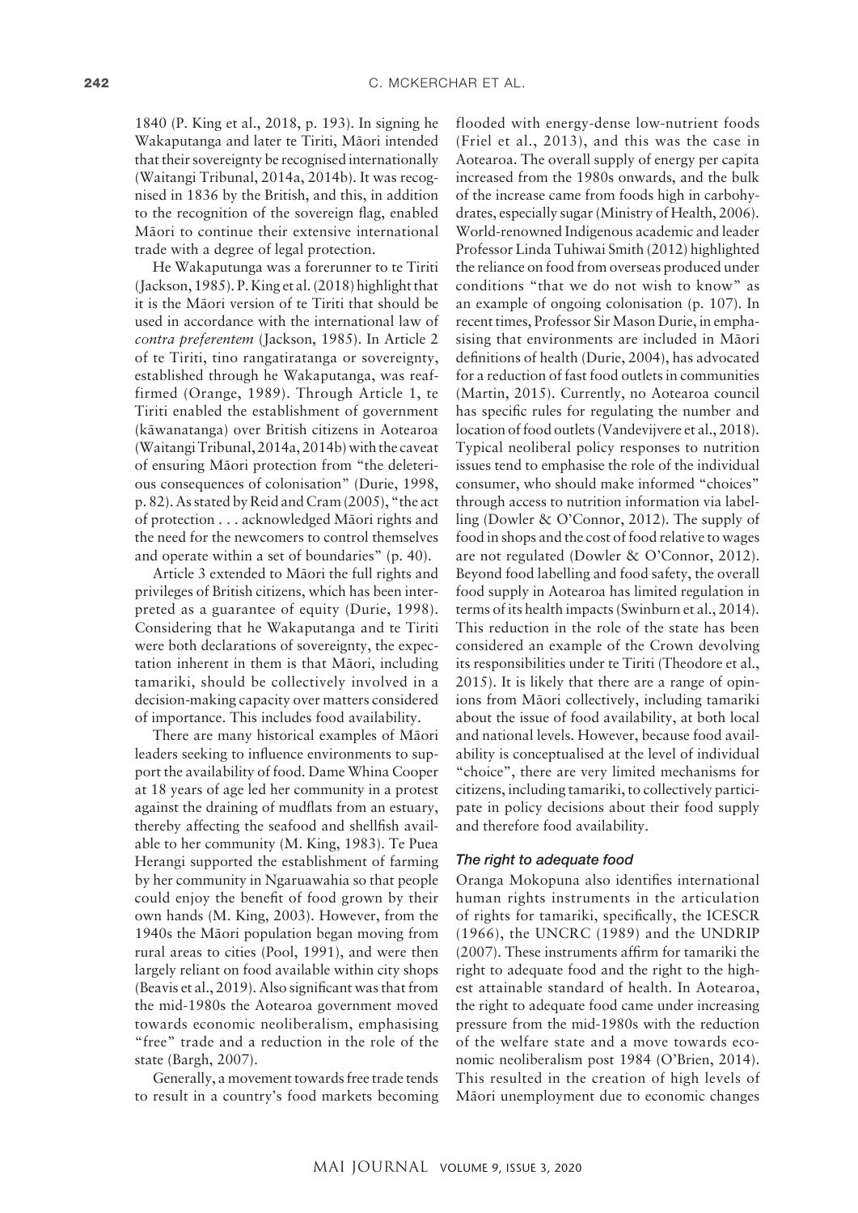1840 (P. King et al., 2018, p. 193). In signing he Wakaputanga and later te Tiriti, Māori intended that their sovereignty be recognised internationally (Waitangi Tribunal, 2014a, 2014b). It was recognised in 1836 by the British, and this, in addition to the recognition of the sovereign flag, enabled Māori to continue their extensive international trade with a degree of legal protection.

He Wakaputunga was a forerunner to te Tiriti (Jackson, 1985). P. King et al. (2018) highlight that it is the Māori version of te Tiriti that should be used in accordance with the international law of *contra preferentem* (Jackson, 1985). In Article 2 of te Tiriti, tino rangatiratanga or sovereignty, established through he Wakaputanga, was reaffirmed (Orange, 1989). Through Article 1, te Tiriti enabled the establishment of government (kāwanatanga) over British citizens in Aotearoa (Waitangi Tribunal, 2014a, 2014b) with the caveat of ensuring Māori protection from "the deleterious consequences of colonisation" (Durie, 1998, p. 82). As stated by Reid and Cram (2005), "the act of protection . . . acknowledged Māori rights and the need for the newcomers to control themselves and operate within a set of boundaries" (p. 40).

Article 3 extended to Māori the full rights and privileges of British citizens, which has been interpreted as a guarantee of equity (Durie, 1998). Considering that he Wakaputanga and te Tiriti were both declarations of sovereignty, the expectation inherent in them is that Māori, including tamariki, should be collectively involved in a decision-making capacity over matters considered of importance. This includes food availability.

There are many historical examples of Māori leaders seeking to influence environments to support the availability of food. Dame Whina Cooper at 18 years of age led her community in a protest against the draining of mudflats from an estuary, thereby affecting the seafood and shellfish available to her community (M. King, 1983). Te Puea Herangi supported the establishment of farming by her community in Ngaruawahia so that people could enjoy the benefit of food grown by their own hands (M. King, 2003). However, from the 1940s the Māori population began moving from rural areas to cities (Pool, 1991), and were then largely reliant on food available within city shops (Beavis et al., 2019). Also significant was that from the mid-1980s the Aotearoa government moved towards economic neoliberalism, emphasising "free" trade and a reduction in the role of the state (Bargh, 2007).

Generally, a movement towards free trade tends to result in a country's food markets becoming flooded with energy-dense low-nutrient foods (Friel et al., 2013), and this was the case in Aotearoa. The overall supply of energy per capita increased from the 1980s onwards, and the bulk of the increase came from foods high in carbohydrates, especially sugar (Ministry of Health, 2006). World-renowned Indigenous academic and leader Professor Linda Tuhiwai Smith (2012) highlighted the reliance on food from overseas produced under conditions "that we do not wish to know" as an example of ongoing colonisation (p. 107). In recent times, Professor Sir Mason Durie, in emphasising that environments are included in Māori definitions of health (Durie, 2004), has advocated for a reduction of fast food outlets in communities (Martin, 2015). Currently, no Aotearoa council has specific rules for regulating the number and location of food outlets (Vandevijvere et al., 2018). Typical neoliberal policy responses to nutrition issues tend to emphasise the role of the individual consumer, who should make informed "choices" through access to nutrition information via labelling (Dowler & O'Connor, 2012). The supply of food in shops and the cost of food relative to wages are not regulated (Dowler & O'Connor, 2012). Beyond food labelling and food safety, the overall food supply in Aotearoa has limited regulation in terms of its health impacts (Swinburn et al., 2014). This reduction in the role of the state has been considered an example of the Crown devolving its responsibilities under te Tiriti (Theodore et al., 2015). It is likely that there are a range of opinions from Māori collectively, including tamariki about the issue of food availability, at both local and national levels. However, because food availability is conceptualised at the level of individual "choice", there are very limited mechanisms for citizens, including tamariki, to collectively participate in policy decisions about their food supply and therefore food availability.

### *The right to adequate food*

Oranga Mokopuna also identifies international human rights instruments in the articulation of rights for tamariki, specifically, the ICESCR (1966), the UNCRC (1989) and the UNDRIP (2007). These instruments affirm for tamariki the right to adequate food and the right to the highest attainable standard of health. In Aotearoa, the right to adequate food came under increasing pressure from the mid-1980s with the reduction of the welfare state and a move towards economic neoliberalism post 1984 (O'Brien, 2014). This resulted in the creation of high levels of Māori unemployment due to economic changes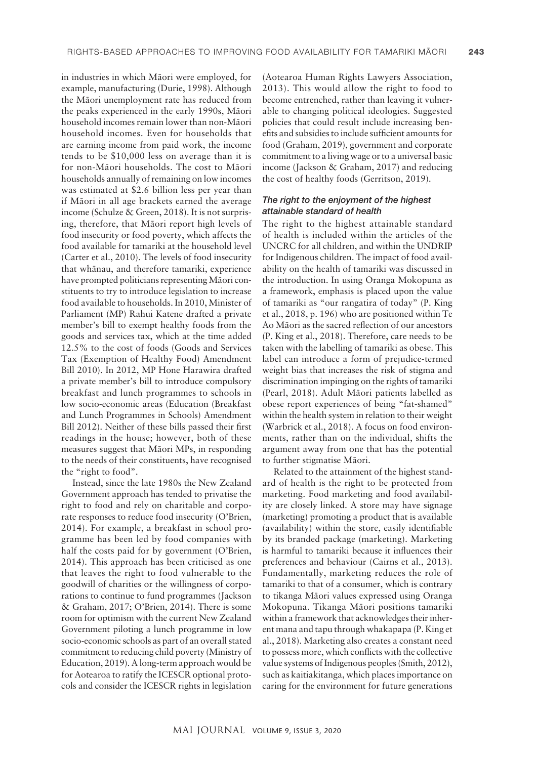in industries in which Māori were employed, for example, manufacturing (Durie, 1998). Although the Māori unemployment rate has reduced from the peaks experienced in the early 1990s, Māori household incomes remain lower than non-Māori household incomes. Even for households that are earning income from paid work, the income tends to be $10,000 less on average than it is for non-Māori households. The cost to Māori households annually of remaining on low incomes was estimated at $2.6 billion less per year than if Māori in all age brackets earned the average income (Schulze & Green, 2018). It is not surprising, therefore, that Māori report high levels of food insecurity or food poverty, which affects the food available for tamariki at the household level (Carter et al., 2010). The levels of food insecurity that whānau, and therefore tamariki, experience have prompted politicians representing Māori constituents to try to introduce legislation to increase food available to households. In 2010, Minister of Parliament (MP) Rahui Katene drafted a private member's bill to exempt healthy foods from the goods and services tax, which at the time added 12.5% to the cost of foods (Goods and Services Tax (Exemption of Healthy Food) Amendment Bill 2010). In 2012, MP Hone Harawira drafted a private member's bill to introduce compulsory breakfast and lunch programmes to schools in low socio-economic areas (Education (Breakfast and Lunch Programmes in Schools) Amendment Bill 2012). Neither of these bills passed their first readings in the house; however, both of these measures suggest that Māori MPs, in responding to the needs of their constituents, have recognised the "right to food".

Instead, since the late 1980s the New Zealand Government approach has tended to privatise the right to food and rely on charitable and corporate responses to reduce food insecurity (O'Brien, 2014). For example, a breakfast in school programme has been led by food companies with half the costs paid for by government (O'Brien, 2014). This approach has been criticised as one that leaves the right to food vulnerable to the goodwill of charities or the willingness of corporations to continue to fund programmes (Jackson & Graham, 2017; O'Brien, 2014). There is some room for optimism with the current New Zealand Government piloting a lunch programme in low socio-economic schools as part of an overall stated commitment to reducing child poverty (Ministry of Education, 2019). A long-term approach would be for Aotearoa to ratify the ICESCR optional protocols and consider the ICESCR rights in legislation (Aotearoa Human Rights Lawyers Association, 2013). This would allow the right to food to become entrenched, rather than leaving it vulnerable to changing political ideologies. Suggested policies that could result include increasing benefits and subsidies to include sufficient amounts for food (Graham, 2019), government and corporate commitment to a living wage or to a universal basic income (Jackson & Graham, 2017) and reducing the cost of healthy foods (Gerritson, 2019).

### *The right to the enjoyment of the highest attainable standard of health*

The right to the highest attainable standard of health is included within the articles of the UNCRC for all children, and within the UNDRIP for Indigenous children. The impact of food availability on the health of tamariki was discussed in the introduction. In using Oranga Mokopuna as a framework, emphasis is placed upon the value of tamariki as "our rangatira of today" (P. King et al., 2018, p. 196) who are positioned within Te Ao Māori as the sacred reflection of our ancestors (P. King et al., 2018). Therefore, care needs to be taken with the labelling of tamariki as obese. This label can introduce a form of prejudice-termed weight bias that increases the risk of stigma and discrimination impinging on the rights of tamariki (Pearl, 2018). Adult Māori patients labelled as obese report experiences of being "fat-shamed" within the health system in relation to their weight (Warbrick et al., 2018). A focus on food environments, rather than on the individual, shifts the argument away from one that has the potential to further stigmatise Māori.

Related to the attainment of the highest standard of health is the right to be protected from marketing. Food marketing and food availability are closely linked. A store may have signage (marketing) promoting a product that is available (availability) within the store, easily identifiable by its branded package (marketing). Marketing is harmful to tamariki because it influences their preferences and behaviour (Cairns et al., 2013). Fundamentally, marketing reduces the role of tamariki to that of a consumer, which is contrary to tikanga Māori values expressed using Oranga Mokopuna. Tikanga Māori positions tamariki within a framework that acknowledges their inherent mana and tapu through whakapapa (P. King et al., 2018). Marketing also creates a constant need to possess more, which conflicts with the collective value systems of Indigenous peoples (Smith, 2012), such as kaitiakitanga, which places importance on caring for the environment for future generations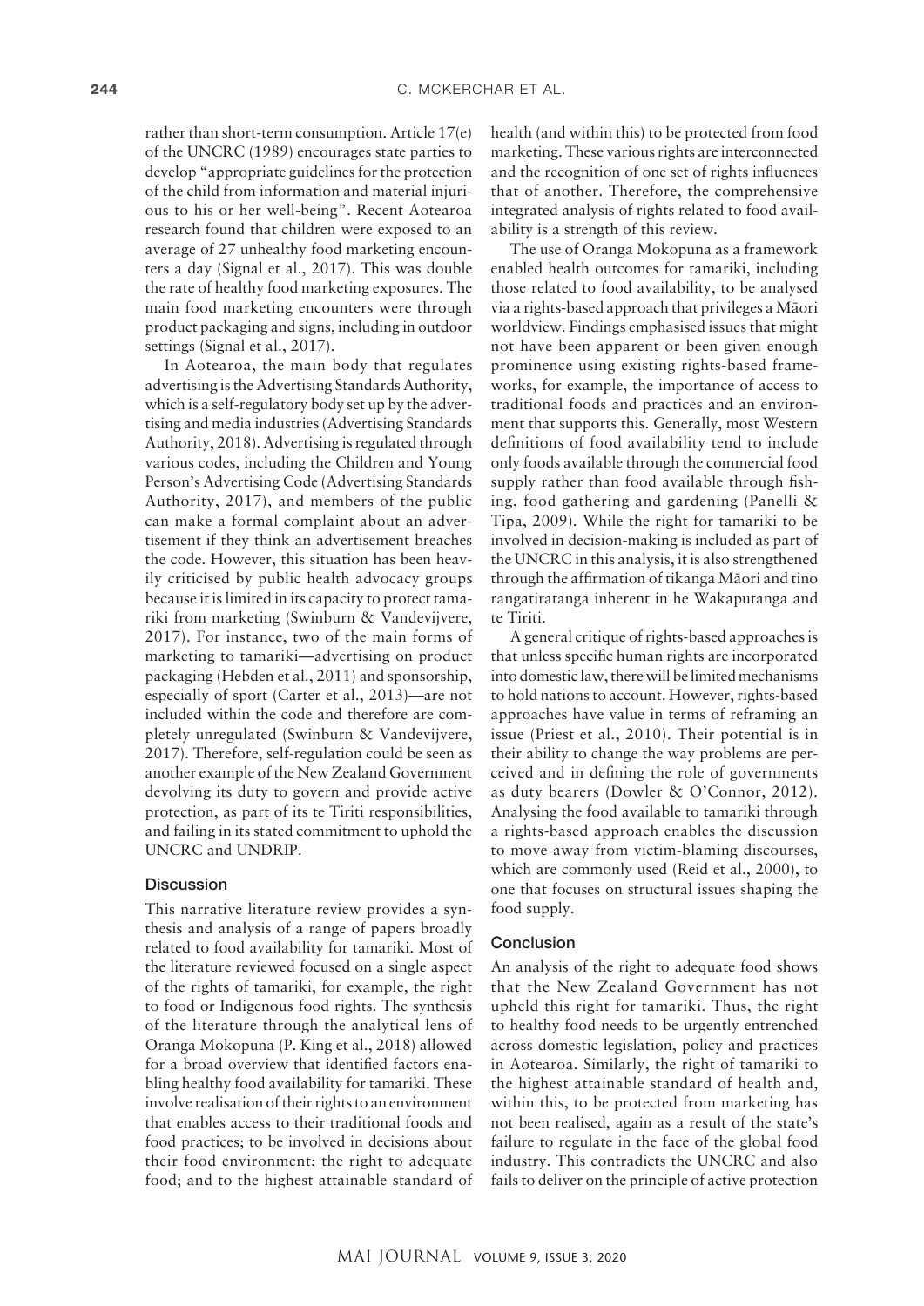rather than short-term consumption. Article 17(e) of the UNCRC (1989) encourages state parties to develop "appropriate guidelines for the protection of the child from information and material injurious to his or her well-being". Recent Aotearoa research found that children were exposed to an average of 27 unhealthy food marketing encounters a day (Signal et al., 2017). This was double the rate of healthy food marketing exposures. The main food marketing encounters were through product packaging and signs, including in outdoor settings (Signal et al., 2017).

In Aotearoa, the main body that regulates advertising is the Advertising Standards Authority, which is a self-regulatory body set up by the advertising and media industries (Advertising Standards Authority, 2018). Advertising is regulated through various codes, including the Children and Young Person's Advertising Code (Advertising Standards Authority, 2017), and members of the public can make a formal complaint about an advertisement if they think an advertisement breaches the code. However, this situation has been heavily criticised by public health advocacy groups because it is limited in its capacity to protect tamariki from marketing (Swinburn & Vandevijvere, 2017). For instance, two of the main forms of marketing to tamariki—advertising on product packaging (Hebden et al., 2011) and sponsorship, especially of sport (Carter et al., 2013)—are not included within the code and therefore are completely unregulated (Swinburn & Vandevijvere, 2017). Therefore, self-regulation could be seen as another example of the New Zealand Government devolving its duty to govern and provide active protection, as part of its te Tiriti responsibilities, and failing in its stated commitment to uphold the UNCRC and UNDRIP.

## Discussion

This narrative literature review provides a synthesis and analysis of a range of papers broadly related to food availability for tamariki. Most of the literature reviewed focused on a single aspect of the rights of tamariki, for example, the right to food or Indigenous food rights. The synthesis of the literature through the analytical lens of Oranga Mokopuna (P. King et al., 2018) allowed for a broad overview that identified factors enabling healthy food availability for tamariki. These involve realisation of their rights to an environment that enables access to their traditional foods and food practices; to be involved in decisions about their food environment; the right to adequate food; and to the highest attainable standard of health (and within this) to be protected from food marketing. These various rights are interconnected and the recognition of one set of rights influences that of another. Therefore, the comprehensive integrated analysis of rights related to food availability is a strength of this review.

The use of Oranga Mokopuna as a framework enabled health outcomes for tamariki, including those related to food availability, to be analysed via a rights-based approach that privileges a Māori worldview. Findings emphasised issues that might not have been apparent or been given enough prominence using existing rights-based frameworks, for example, the importance of access to traditional foods and practices and an environment that supports this. Generally, most Western definitions of food availability tend to include only foods available through the commercial food supply rather than food available through fishing, food gathering and gardening (Panelli & Tipa, 2009). While the right for tamariki to be involved in decision-making is included as part of the UNCRC in this analysis, it is also strengthened through the affirmation of tikanga Māori and tino rangatiratanga inherent in he Wakaputanga and te Tiriti.

A general critique of rights-based approaches is that unless specific human rights are incorporated into domestic law, there will be limited mechanisms to hold nations to account. However, rights-based approaches have value in terms of reframing an issue (Priest et al., 2010). Their potential is in their ability to change the way problems are perceived and in defining the role of governments as duty bearers (Dowler & O'Connor, 2012). Analysing the food available to tamariki through a rights-based approach enables the discussion to move away from victim-blaming discourses, which are commonly used (Reid et al., 2000), to one that focuses on structural issues shaping the food supply.

## Conclusion

An analysis of the right to adequate food shows that the New Zealand Government has not upheld this right for tamariki. Thus, the right to healthy food needs to be urgently entrenched across domestic legislation, policy and practices in Aotearoa. Similarly, the right of tamariki to the highest attainable standard of health and, within this, to be protected from marketing has not been realised, again as a result of the state's failure to regulate in the face of the global food industry. This contradicts the UNCRC and also fails to deliver on the principle of active protection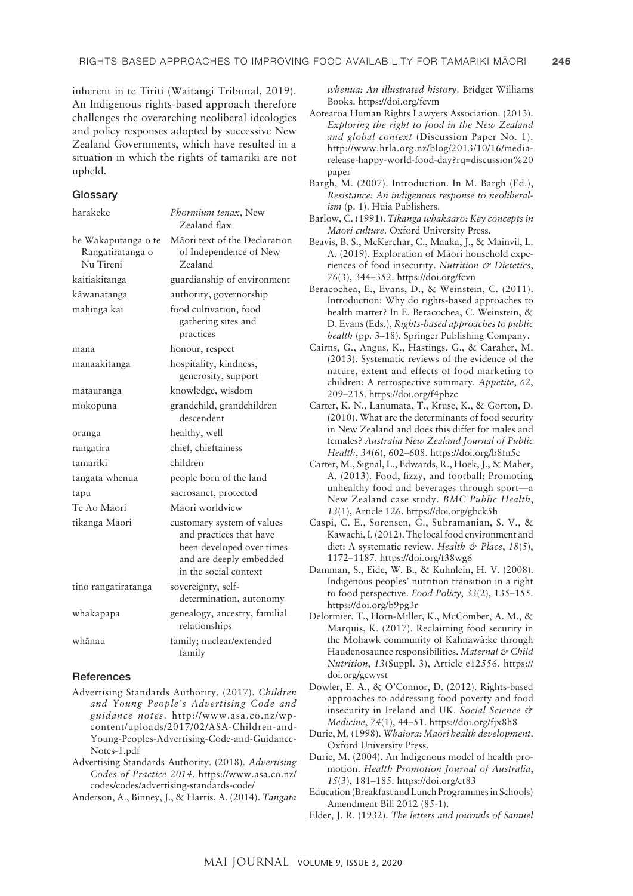inherent in te Tiriti (Waitangi Tribunal, 2019). An Indigenous rights-based approach therefore challenges the overarching neoliberal ideologies and policy responses adopted by successive New Zealand Governments, which have resulted in a situation in which the rights of tamariki are not upheld.

## Glossary

| | |
|---|---|
| harakeke | *Phormium tenax*, New Zealand flax |
| he Wakaputanga o te Rangatiratanga o Nu Tireni | Māori text of the Declaration of Independence of New Zealand |
| kaitiakitanga | guardianship of environment |
| kāwanatanga | authority, governorship |
| mahinga kai | food cultivation, food gathering sites and practices |
| mana | honour, respect |
| manaakitanga | hospitality, kindness, generosity, support |
| mātauranga | knowledge, wisdom |
| mokopuna | grandchild, grandchildren descendent |
| oranga | healthy, well |
| rangatira | chief, chieftainess |
| tamariki | children |
| tāngata whenua | people born of the land |
| tapu | sacrosanct, protected |
| Te Ao Māori | Māori worldview |
| tikanga Māori | customary system of values and practices that have been developed over times and are deeply embedded in the social context |
| tino rangatiratanga | sovereignty, self-determination, autonomy |
| whakapapa | genealogy, ancestry, familial relationships |
| whānau | family; nuclear/extended family |

## References

Advertising Standards Authority. (2017). *Children and Young People's Advertising Code and guidance notes.* http://www.asa.co.nz/wp-content/uploads/2017/02/ASA-Children-and-Young-Peoples-Advertising-Code-and-Guidance-Notes-1.pdf

Advertising Standards Authority. (2018). *Advertising Codes of Practice 2014.* https://www.asa.co.nz/codes/codes/advertising-standards-code/

Anderson, A., Binney, J., & Harris, A. (2014). *Tangata whenua: An illustrated history.* Bridget Williams Books. https://doi.org/fcvm

Aotearoa Human Rights Lawyers Association. (2013). *Exploring the right to food in the New Zealand and global context* (Discussion Paper No. 1). http://www.hrla.org.nz/blog/2013/10/16/media-release-happy-world-food-day?rq=discussion%20paper

Bargh, M. (2007). Introduction. In M. Bargh (Ed.), *Resistance: An indigenous response to neoliberalism* (p. 1). Huia Publishers.

Barlow, C. (1991). *Tikanga whakaaro: Key concepts in Māori culture.* Oxford University Press.

Beavis, B. S., McKerchar, C., Maaka, J., & Mainvil, L. A. (2019). Exploration of Māori household experiences of food insecurity. *Nutrition & Dietetics*, *76*(3), 344–352. https://doi.org/fcvn

Beracochea, E., Evans, D., & Weinstein, C. (2011). Introduction: Why do rights-based approaches to health matter? In E. Beracochea, C. Weinstein, & D. Evans (Eds.), *Rights-based approaches to public health* (pp. 3–18). Springer Publishing Company.

Cairns, G., Angus, K., Hastings, G., & Caraher, M. (2013). Systematic reviews of the evidence of the nature, extent and effects of food marketing to children: A retrospective summary. *Appetite*, *62*, 209–215. https://doi.org/f4pbzc

Carter, K. N., Lanumata, T., Kruse, K., & Gorton, D. (2010). What are the determinants of food security in New Zealand and does this differ for males and females? *Australia New Zealand Journal of Public Health*, *34*(6), 602–608. https://doi.org/b8fn5c

Carter, M., Signal, L., Edwards, R., Hoek, J., & Maher, A. (2013). Food, fizzy, and football: Promoting unhealthy food and beverages through sport—a New Zealand case study. *BMC Public Health*, *13*(1), Article 126. https://doi.org/gbck5h

Caspi, C. E., Sorensen, G., Subramanian, S. V., & Kawachi, I. (2012). The local food environment and diet: A systematic review. *Health & Place*, *18*(5), 1172–1187. https://doi.org/f38wg6

Damman, S., Eide, W. B., & Kuhnlein, H. V. (2008). Indigenous peoples' nutrition transition in a right to food perspective. *Food Policy*, *33*(2), 135–155. https://doi.org/b9pg3r

Delormier, T., Horn-Miller, K., McComber, A. M., & Marquis, K. (2017). Reclaiming food security in the Mohawk community of Kahnawà:ke through Haudenosaunee responsibilities. *Maternal & Child Nutrition*, *13*(Suppl. 3), Article e12556. https://doi.org/gcwvst

Dowler, E. A., & O'Connor, D. (2012). Rights-based approaches to addressing food poverty and food insecurity in Ireland and UK. *Social Science & Medicine*, *74*(1), 44–51. https://doi.org/fjx8h8

Durie, M. (1998). *Whaiora: Māori health development.* Oxford University Press.

Durie, M. (2004). An Indigenous model of health promotion. *Health Promotion Journal of Australia*, *15*(3), 181–185. https://doi.org/ct83

Education (Breakfast and Lunch Programmes in Schools) Amendment Bill 2012 (85-1).

Elder, J. R. (1932). *The letters and journals of Samuel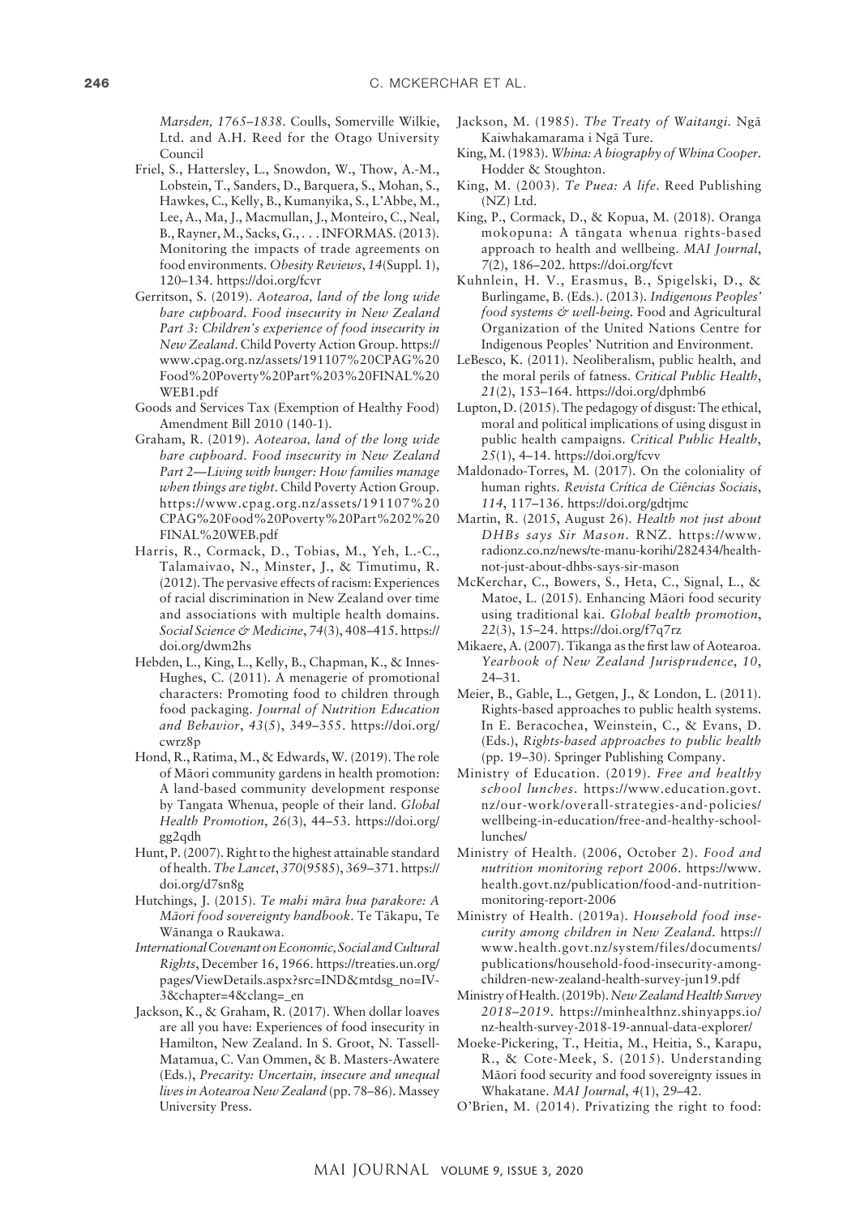*Marsden, 1765–1838*. Coulls, Somerville Wilkie, Ltd. and A.H. Reed for the Otago University Council

Friel, S., Hattersley, L., Snowdon, W., Thow, A.-M., Lobstein, T., Sanders, D., Barquera, S., Mohan, S., Hawkes, C., Kelly, B., Kumanyika, S., L'Abbe, M., Lee, A., Ma, J., Macmullan, J., Monteiro, C., Neal, B., Rayner, M., Sacks, G., . . . INFORMAS. (2013). Monitoring the impacts of trade agreements on food environments. *Obesity Reviews*, *14*(Suppl. 1), 120–134. https://doi.org/fcvr

Gerritson, S. (2019). *Aotearoa, land of the long wide bare cupboard. Food insecurity in New Zealand Part 3: Children's experience of food insecurity in New Zealand*. Child Poverty Action Group. https://www.cpag.org.nz/assets/191107%20CPAG%20Food%20Poverty%20Part%203%20FINAL%20WEB1.pdf

Goods and Services Tax (Exemption of Healthy Food) Amendment Bill 2010 (140-1).

Graham, R. (2019). *Aotearoa, land of the long wide bare cupboard. Food insecurity in New Zealand Part 2—Living with hunger: How families manage when things are tight*. Child Poverty Action Group. https://www.cpag.org.nz/assets/191107%20CPAG%20Food%20Poverty%20Part%202%20FINAL%20WEB.pdf

Harris, R., Cormack, D., Tobias, M., Yeh, L.-C., Talamaivao, N., Minster, J., & Timutimu, R. (2012). The pervasive effects of racism: Experiences of racial discrimination in New Zealand over time and associations with multiple health domains. *Social Science & Medicine*, *74*(3), 408–415. https://doi.org/dwm2hs

Hebden, L., King, L., Kelly, B., Chapman, K., & Innes-Hughes, C. (2011). A menagerie of promotional characters: Promoting food to children through food packaging. *Journal of Nutrition Education and Behavior*, *43*(5), 349–355. https://doi.org/cwrz8p

Hond, R., Ratima, M., & Edwards, W. (2019). The role of Māori community gardens in health promotion: A land-based community development response by Tangata Whenua, people of their land. *Global Health Promotion*, *26*(3), 44–53. https://doi.org/gg2qdh

Hunt, P. (2007). Right to the highest attainable standard of health. *The Lancet*, *370*(9585), 369–371. https://doi.org/d7sn8g

Hutchings, J. (2015). *Te mahi māra hua parakore: A Māori food sovereignty handbook*. Te Tākapu, Te Wānanga o Raukawa.

*International Covenant on Economic, Social and Cultural Rights*, December 16, 1966. https://treaties.un.org/pages/ViewDetails.aspx?src=IND&mtdsg_no=IV-3&chapter=4&clang=_en

Jackson, K., & Graham, R. (2017). When dollar loaves are all you have: Experiences of food insecurity in Hamilton, New Zealand. In S. Groot, N. Tassell-Matamua, C. Van Ommen, & B. Masters-Awatere (Eds.), *Precarity: Uncertain, insecure and unequal lives in Aotearoa New Zealand* (pp. 78–86). Massey University Press.

Jackson, M. (1985). *The Treaty of Waitangi*. Ngā Kaiwhakamarama i Ngā Ture.

King, M. (1983). *Whina: A biography of Whina Cooper*. Hodder & Stoughton.

King, M. (2003). *Te Puea: A life*. Reed Publishing (NZ) Ltd.

King, P., Cormack, D., & Kopua, M. (2018). Oranga mokopuna: A tāngata whenua rights-based approach to health and wellbeing. *MAI Journal*, *7*(2), 186–202. https://doi.org/fcvt

Kuhnlein, H. V., Erasmus, B., Spigelski, D., & Burlingame, B. (Eds.). (2013). *Indigenous Peoples' food systems & well-being*. Food and Agricultural Organization of the United Nations Centre for Indigenous Peoples' Nutrition and Environment.

LeBesco, K. (2011). Neoliberalism, public health, and the moral perils of fatness. *Critical Public Health*, *21*(2), 153–164. https://doi.org/dphmb6

Lupton, D. (2015). The pedagogy of disgust: The ethical, moral and political implications of using disgust in public health campaigns. *Critical Public Health*, *25*(1), 4–14. https://doi.org/fcvv

Maldonado-Torres, M. (2017). On the coloniality of human rights. *Revista Crítica de Ciências Sociais*, *114*, 117–136. https://doi.org/gdtjmc

Martin, R. (2015, August 26). *Health not just about DHBs says Sir Mason*. RNZ. https://www.radionz.co.nz/news/te-manu-korihi/282434/health-not-just-about-dhbs-says-sir-mason

McKerchar, C., Bowers, S., Heta, C., Signal, L., & Matoe, L. (2015). Enhancing Māori food security using traditional kai. *Global health promotion*, *22*(3), 15–24. https://doi.org/f7q7rz

Mikaere, A. (2007). Tikanga as the first law of Aotearoa. *Yearbook of New Zealand Jurisprudence*, *10*, 24–31.

Meier, B., Gable, L., Getgen, J., & London, L. (2011). Rights-based approaches to public health systems. In E. Beracochea, Weinstein, C., & Evans, D. (Eds.), *Rights-based approaches to public health* (pp. 19–30). Springer Publishing Company.

Ministry of Education. (2019). *Free and healthy school lunches*. https://www.education.govt.nz/our-work/overall-strategies-and-policies/wellbeing-in-education/free-and-healthy-school-lunches/

Ministry of Health. (2006, October 2). *Food and nutrition monitoring report 2006*. https://www.health.govt.nz/publication/food-and-nutrition-monitoring-report-2006

Ministry of Health. (2019a). *Household food insecurity among children in New Zealand*. https://www.health.govt.nz/system/files/documents/publications/household-food-insecurity-among-children-new-zealand-health-survey-jun19.pdf

Ministry of Health. (2019b). *New Zealand Health Survey 2018–2019*. https://minhealthnz.shinyapps.io/nz-health-survey-2018-19-annual-data-explorer/

Moeke-Pickering, T., Heitia, M., Heitia, S., Karapu, R., & Cote-Meek, S. (2015). Understanding Māori food security and food sovereignty issues in Whakatane. *MAI Journal*, *4*(1), 29–42.

O'Brien, M. (2014). Privatizing the right to food: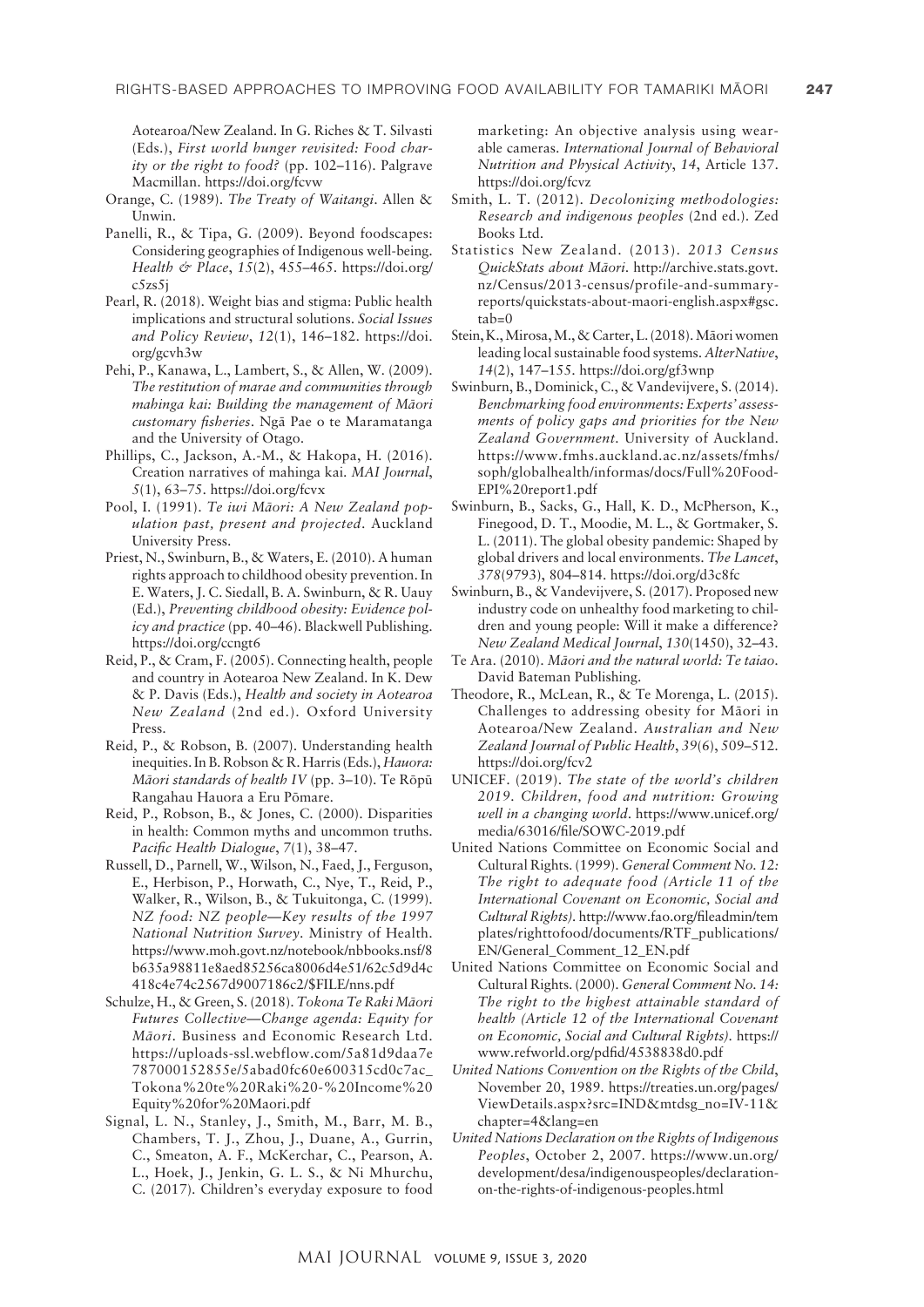Aotearoa/New Zealand. In G. Riches & T. Silvasti (Eds.), *First world hunger revisited: Food charity or the right to food?* (pp. 102–116). Palgrave Macmillan. https://doi.org/fcvw

Orange, C. (1989). *The Treaty of Waitangi*. Allen & Unwin.

Panelli, R., & Tipa, G. (2009). Beyond foodscapes: Considering geographies of Indigenous well-being. *Health & Place*, *15*(2), 455–465. https://doi.org/c5zs5j

Pearl, R. (2018). Weight bias and stigma: Public health implications and structural solutions. *Social Issues and Policy Review*, *12*(1), 146–182. https://doi.org/gcvh3w

Pehi, P., Kanawa, L., Lambert, S., & Allen, W. (2009). *The restitution of marae and communities through mahinga kai: Building the management of Māori customary fisheries*. Ngā Pae o te Maramatanga and the University of Otago.

Phillips, C., Jackson, A.-M., & Hakopa, H. (2016). Creation narratives of mahinga kai. *MAI Journal*, *5*(1), 63–75. https://doi.org/fcvx

Pool, I. (1991). *Te iwi Māori: A New Zealand population past, present and projected*. Auckland University Press.

Priest, N., Swinburn, B., & Waters, E. (2010). A human rights approach to childhood obesity prevention. In E. Waters, J. C. Siedall, B. A. Swinburn, & R. Uauy (Ed.), *Preventing childhood obesity: Evidence policy and practice* (pp. 40–46). Blackwell Publishing. https://doi.org/ccngt6

Reid, P., & Cram, F. (2005). Connecting health, people and country in Aotearoa New Zealand. In K. Dew & P. Davis (Eds.), *Health and society in Aotearoa New Zealand* (2nd ed.). Oxford University Press.

Reid, P., & Robson, B. (2007). Understanding health inequities. In B. Robson & R. Harris (Eds.), *Hauora: Māori standards of health IV* (pp. 3–10). Te Rōpū Rangahau Hauora a Eru Pōmare.

Reid, P., Robson, B., & Jones, C. (2000). Disparities in health: Common myths and uncommon truths. *Pacific Health Dialogue*, *7*(1), 38–47.

Russell, D., Parnell, W., Wilson, N., Faed, J., Ferguson, E., Herbison, P., Horwath, C., Nye, T., Reid, P., Walker, R., Wilson, B., & Tukuitonga, C. (1999). *NZ food: NZ people—Key results of the 1997 National Nutrition Survey*. Ministry of Health. https://www.moh.govt.nz/notebook/nbbooks.nsf/8b635a98811e8aed85256ca8006d4e51/62c5d9d4c418c4e74c2567d9007186c2/$FILE/nns.pdf

Schulze, H., & Green, S. (2018). *Tokona Te Raki Māori Futures Collective—Change agenda: Equity for Māori*. Business and Economic Research Ltd. https://uploads-ssl.webflow.com/5a81d9daa7e787000152855e/5abad0fc60e600315cd0c7ac_Tokona%20te%20Raki%20-%20Income%20Equity%20for%20Maori.pdf

Signal, L. N., Stanley, J., Smith, M., Barr, M. B., Chambers, T. J., Zhou, J., Duane, A., Gurrin, C., Smeaton, A. F., McKerchar, C., Pearson, A. L., Hoek, J., Jenkin, G. L. S., & Ni Mhurchu, C. (2017). Children's everyday exposure to food marketing: An objective analysis using wearable cameras. *International Journal of Behavioral Nutrition and Physical Activity*, *14*, Article 137. https://doi.org/fcvz

Smith, L. T. (2012). *Decolonizing methodologies: Research and indigenous peoples* (2nd ed.). Zed Books Ltd.

Statistics New Zealand. (2013). *2013 Census QuickStats about Māori*. http://archive.stats.govt.nz/Census/2013-census/profile-and-summary-reports/quickstats-about-maori-english.aspx#gsc.tab=0

Stein, K., Mirosa, M., & Carter, L. (2018). Māori women leading local sustainable food systems. *AlterNative*, *14*(2), 147–155. https://doi.org/gf3wnp

Swinburn, B., Dominick, C., & Vandevijvere, S. (2014). *Benchmarking food environments: Experts' assessments of policy gaps and priorities for the New Zealand Government*. University of Auckland. https://www.fmhs.auckland.ac.nz/assets/fmhs/soph/globalhealth/informas/docs/Full%20Food-EPI%20report1.pdf

Swinburn, B., Sacks, G., Hall, K. D., McPherson, K., Finegood, D. T., Moodie, M. L., & Gortmaker, S. L. (2011). The global obesity pandemic: Shaped by global drivers and local environments. *The Lancet*, *378*(9793), 804–814. https://doi.org/d3c8fc

Swinburn, B., & Vandevijvere, S. (2017). Proposed new industry code on unhealthy food marketing to children and young people: Will it make a difference? *New Zealand Medical Journal*, *130*(1450), 32–43.

Te Ara. (2010). *Māori and the natural world: Te taiao*. David Bateman Publishing.

Theodore, R., McLean, R., & Te Morenga, L. (2015). Challenges to addressing obesity for Māori in Aotearoa/New Zealand. *Australian and New Zealand Journal of Public Health*, *39*(6), 509–512. https://doi.org/fcv2

UNICEF. (2019). *The state of the world's children 2019. Children, food and nutrition: Growing well in a changing world*. https://www.unicef.org/media/63016/file/SOWC-2019.pdf

United Nations Committee on Economic Social and Cultural Rights. (1999). *General Comment No. 12: The right to adequate food (Article 11 of the International Covenant on Economic, Social and Cultural Rights)*. http://www.fao.org/fileadmin/templates/righttofood/documents/RTF_publications/EN/General_Comment_12_EN.pdf

United Nations Committee on Economic Social and Cultural Rights. (2000). *General Comment No. 14: The right to the highest attainable standard of health (Article 12 of the International Covenant on Economic, Social and Cultural Rights)*. https://www.refworld.org/pdfid/4538838d0.pdf

*United Nations Convention on the Rights of the Child*, November 20, 1989. https://treaties.un.org/pages/ViewDetails.aspx?src=IND&mtdsg_no=IV-11&chapter=4&lang=en

*United Nations Declaration on the Rights of Indigenous Peoples*, October 2, 2007. https://www.un.org/development/desa/indigenouspeoples/declaration-on-the-rights-of-indigenous-peoples.html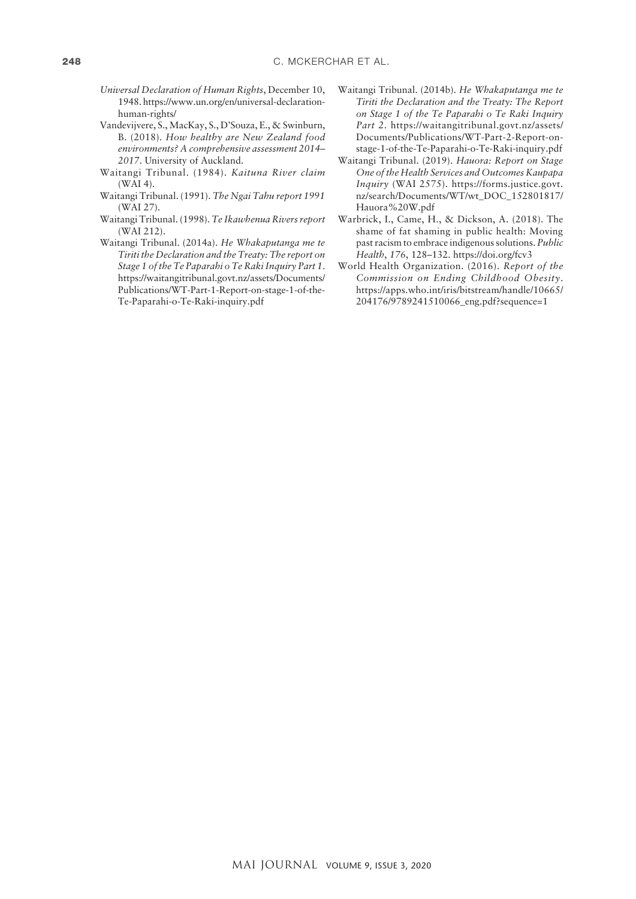*Universal Declaration of Human Rights*, December 10, 1948. https://www.un.org/en/universal-declaration-human-rights/

Vandevijvere, S., MacKay, S., D'Souza, E., & Swinburn, B. (2018). *How healthy are New Zealand food environments? A comprehensive assessment 2014–2017*. University of Auckland.

Waitangi Tribunal. (1984). *Kaituna River claim* (WAI 4).

Waitangi Tribunal. (1991). *The Ngai Tahu report 1991* (WAI 27).

Waitangi Tribunal. (1998). *Te Ikawhenua Rivers report* (WAI 212).

Waitangi Tribunal. (2014a). *He Whakaputanga me te Tiriti the Declaration and the Treaty: The report on Stage 1 of the Te Paparahi o Te Raki Inquiry Part 1*. https://waitangitribunal.govt.nz/assets/Documents/Publications/WT-Part-1-Report-on-stage-1-of-the-Te-Paparahi-o-Te-Raki-inquiry.pdf

Waitangi Tribunal. (2014b). *He Whakaputanga me te Tiriti the Declaration and the Treaty: The Report on Stage 1 of the Te Paparahi o Te Raki Inquiry Part 2*. https://waitangitribunal.govt.nz/assets/Documents/Publications/WT-Part-2-Report-on-stage-1-of-the-Te-Paparahi-o-Te-Raki-inquiry.pdf

Waitangi Tribunal. (2019). *Hauora: Report on Stage One of the Health Services and Outcomes Kaupapa Inquiry* (WAI 2575). https://forms.justice.govt.nz/search/Documents/WT/wt_DOC_152801817/Hauora%20W.pdf

Warbrick, I., Came, H., & Dickson, A. (2018). The shame of fat shaming in public health: Moving past racism to embrace indigenous solutions. *Public Health*, *176*, 128–132. https://doi.org/fcv3

World Health Organization. (2016). *Report of the Commission on Ending Childhood Obesity*. https://apps.who.int/iris/bitstream/handle/10665/204176/9789241510066_eng.pdf?sequence=1